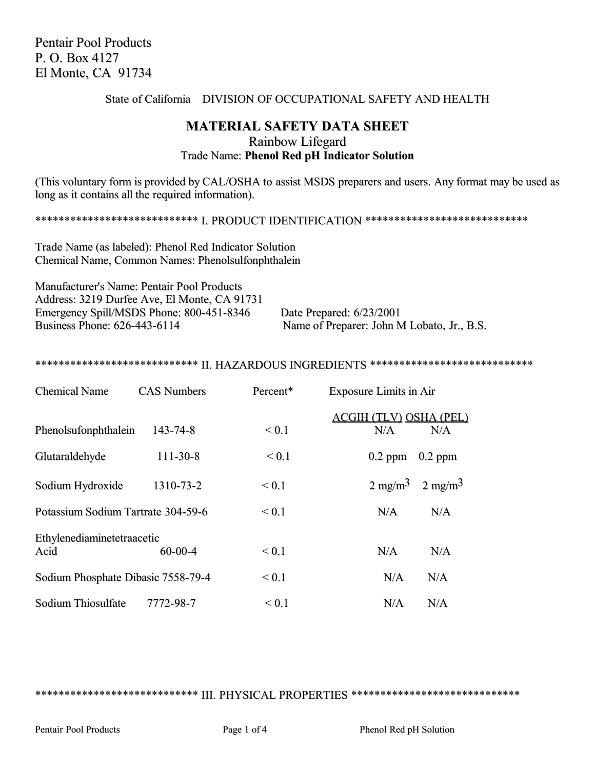Pentair Pool Products
P. O. Box 4127
El Monte, CA 91734

State of California DIVISION OF OCCUPATIONAL SAFETY AND HEALTH

# MATERIAL SAFETY DATA SHEET

Rainbow Lifegard

Trade Name: **Phenol Red pH Indicator Solution**

(This voluntary form is provided by CAL/OSHA to assist MSDS preparers and users. Any format may be used as long as it contains all the required information).

## *************************** I. PRODUCT IDENTIFICATION ***************************

Trade Name (as labeled): Phenol Red Indicator Solution
Chemical Name, Common Names: Phenolsulfonphthalein

Manufacturer's Name: Pentair Pool Products
Address: 3219 Durfee Ave, El Monte, CA 91731
Emergency Spill/MSDS Phone: 800-451-8346
Business Phone: 626-443-6114

Date Prepared: 6/23/2001
Name of Preparer: John M Lobato, Jr., B.S.

## *************************** II. HAZARDOUS INGREDIENTS ***************************

| Chemical Name | CAS Numbers | Percent* | Exposure Limits in Air | |
|---|---|---|---|---|
| | | | ACGIH (TLV) | OSHA (PEL) |
| Phenolsufonphthalein | 143-74-8 | < 0.1 | N/A | N/A |
| Glutaraldehyde | 111-30-8 | < 0.1 | 0.2 ppm | 0.2 ppm |
| Sodium Hydroxide | 1310-73-2 | < 0.1 | 2 $mg/m^3$ | 2 $mg/m^3$ |
| Potassium Sodium Tartrate | 304-59-6 | < 0.1 | N/A | N/A |
| Ethylenediaminetetraacetic Acid | 60-00-4 | < 0.1 | N/A | N/A |
| Sodium Phosphate Dibasic | 7558-79-4 | < 0.1 | N/A | N/A |
| Sodium Thiosulfate | 7772-98-7 | < 0.1 | N/A | N/A |

## *************************** III. PHYSICAL PROPERTIES ***************************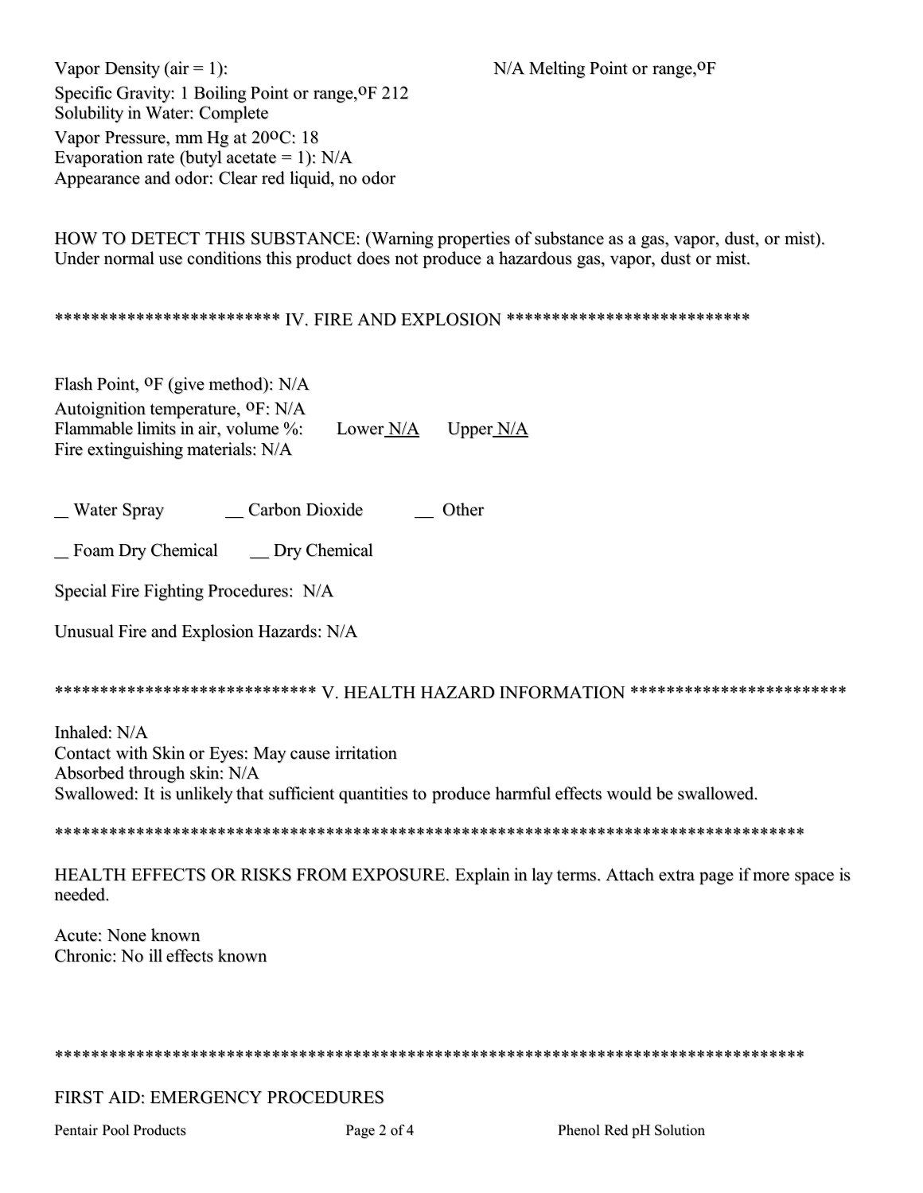Vapor Density (air = 1): N/A Melting Point or range, $^{o}$F

Specific Gravity: 1 Boiling Point or range, $^{o}$F 212

Solubility in Water: Complete

Vapor Pressure, mm Hg at 20$^{o}$C: 18

Evaporation rate (butyl acetate = 1): N/A

Appearance and odor: Clear red liquid, no odor

HOW TO DETECT THIS SUBSTANCE: (Warning properties of substance as a gas, vapor, dust, or mist). Under normal use conditions this product does not produce a hazardous gas, vapor, dust or mist.

## ************************ IV. FIRE AND EXPLOSION **************************

Flash Point, $^{o}$F (give method): N/A

Autoignition temperature, $^{o}$F: N/A

Flammable limits in air, volume %: Lower N/A Upper N/A

Fire extinguishing materials: N/A

_ Water Spray __ Carbon Dioxide __ Other

_ Foam Dry Chemical __ Dry Chemical

Special Fire Fighting Procedures: N/A

Unusual Fire and Explosion Hazards: N/A

## **************************** V. HEALTH HAZARD INFORMATION ***********************

Inhaled: N/A

Contact with Skin or Eyes: May cause irritation

Absorbed through skin: N/A

Swallowed: It is unlikely that sufficient quantities to produce harmful effects would be swallowed.

************************************************************************************

HEALTH EFFECTS OR RISKS FROM EXPOSURE. Explain in lay terms. Attach extra page if more space is needed.

Acute: None known

Chronic: No ill effects known

************************************************************************************

FIRST AID: EMERGENCY PROCEDURES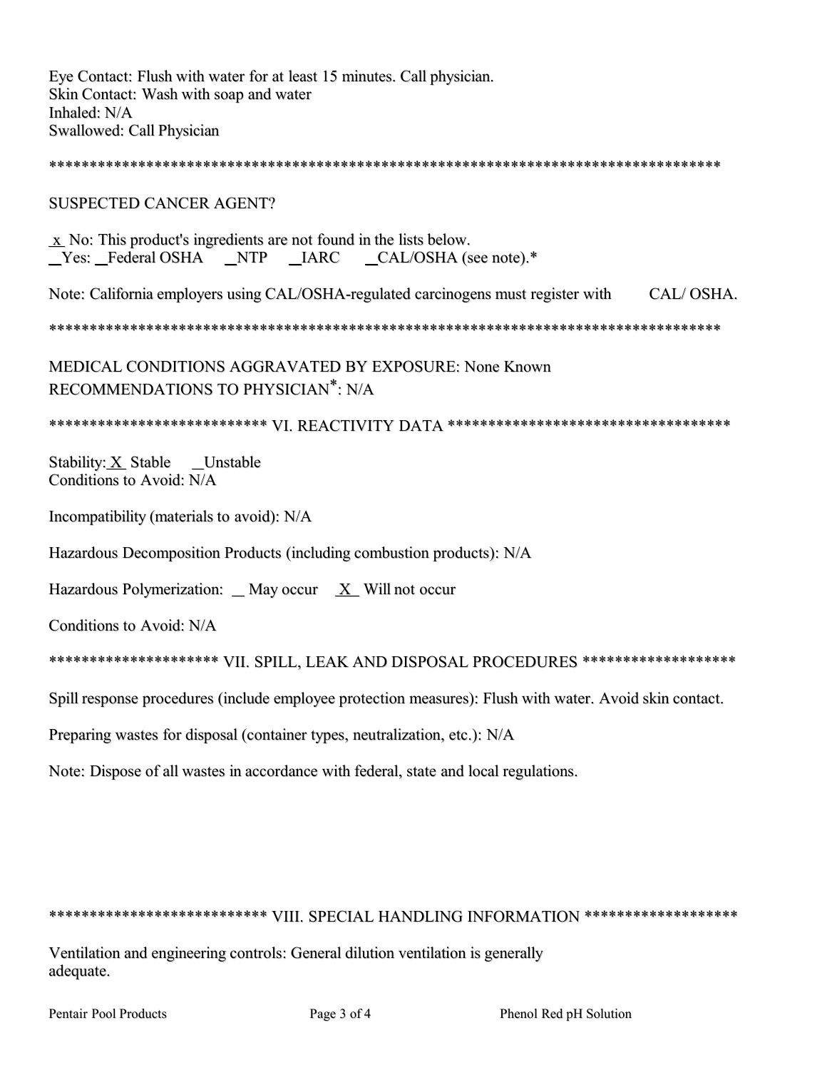Eye Contact: Flush with water for at least 15 minutes. Call physician.
Skin Contact: Wash with soap and water
Inhaled: N/A
Swallowed: Call Physician

**************************************************************************************

SUSPECTED CANCER AGENT?

_x_ No: This product's ingredients are not found in the lists below.
_Yes: _Federal OSHA _NTP _IARC _CAL/OSHA (see note).*

Note: California employers using CAL/OSHA-regulated carcinogens must register with CAL/ OSHA.

**************************************************************************************

MEDICAL CONDITIONS AGGRAVATED BY EXPOSURE: None Known
RECOMMENDATIONS TO PHYSICIAN*: N/A

## *************************** VI. REACTIVITY DATA ***********************************

Stability: _X_ Stable _Unstable
Conditions to Avoid: N/A

Incompatibility (materials to avoid): N/A

Hazardous Decomposition Products (including combustion products): N/A

Hazardous Polymerization: _ May occur _X_ Will not occur

Conditions to Avoid: N/A

## ******************** VII. SPILL, LEAK AND DISPOSAL PROCEDURES ******************

Spill response procedures (include employee protection measures): Flush with water. Avoid skin contact.

Preparing wastes for disposal (container types, neutralization, etc.): N/A

Note: Dispose of all wastes in accordance with federal, state and local regulations.

## *************************** VIII. SPECIAL HANDLING INFORMATION ******************

Ventilation and engineering controls: General dilution ventilation is generally adequate.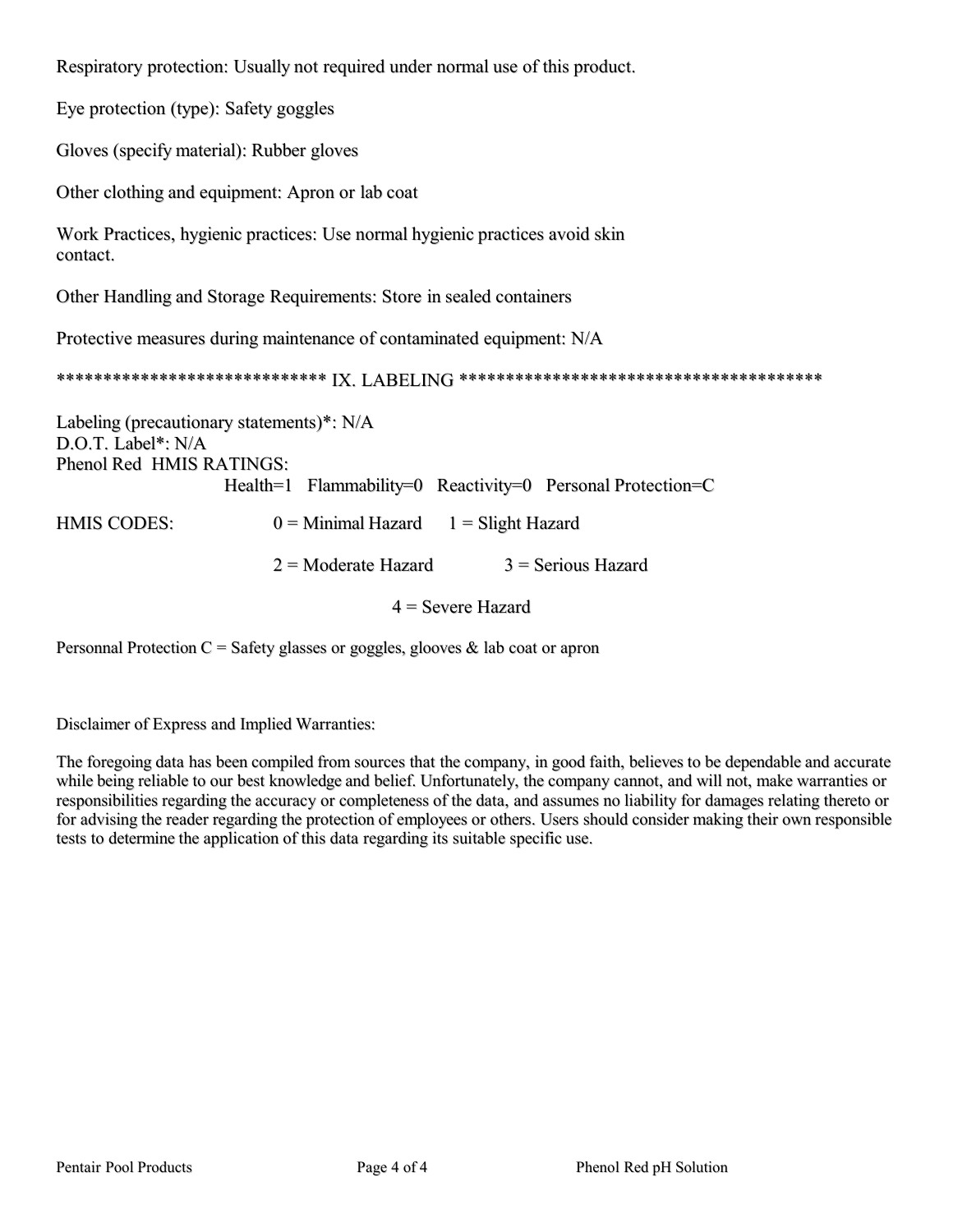Respiratory protection: Usually not required under normal use of this product.

Eye protection (type): Safety goggles

Gloves (specify material): Rubber gloves

Other clothing and equipment: Apron or lab coat

Work Practices, hygienic practices: Use normal hygienic practices avoid skin contact.

Other Handling and Storage Requirements: Store in sealed containers

Protective measures during maintenance of contaminated equipment: N/A

## **************************** IX. LABELING ***************************************

Labeling (precautionary statements)*: N/A
D.O.T. Label*: N/A
Phenol Red HMIS RATINGS:

Health=1 Flammability=0 Reactivity=0 Personal Protection=C

HMIS CODES: 0 = Minimal Hazard 1 = Slight Hazard

2 = Moderate Hazard 3 = Serious Hazard

4 = Severe Hazard

Personnal Protection C = Safety glasses or goggles, glooves & lab coat or apron

Disclaimer of Express and Implied Warranties:

The foregoing data has been compiled from sources that the company, in good faith, believes to be dependable and accurate while being reliable to our best knowledge and belief. Unfortunately, the company cannot, and will not, make warranties or responsibilities regarding the accuracy or completeness of the data, and assumes no liability for damages relating thereto or for advising the reader regarding the protection of employees or others. Users should consider making their own responsible tests to determine the application of this data regarding its suitable specific use.